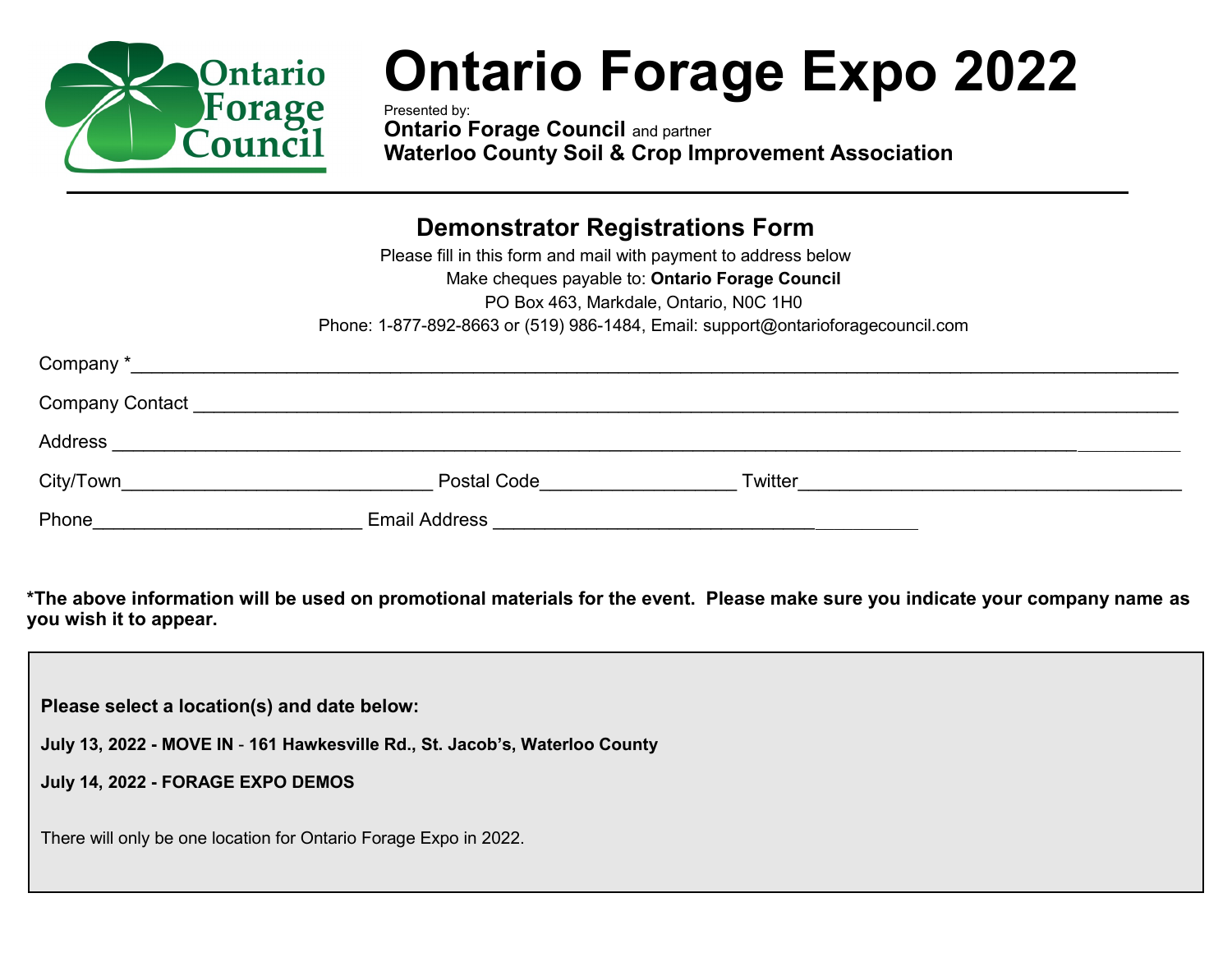Ontario Forage Council

# Ontario Forage Expo 2022

Presented by:
**Ontario Forage Council** and partner
**Waterloo County Soil & Crop Improvement Association**

---

## Demonstrator Registrations Form

Please fill in this form and mail with payment to address below
Make cheques payable to: **Ontario Forage Council**
PO Box 463, Markdale, Ontario, N0C 1H0
Phone: 1-877-892-8663 or (519) 986-1484, Email: support@ontarioforagecouncil.com

Company *______________________________________________________________________

Company Contact _________________________________________________________________

Address ________________________________________________________________________

City/Town______________________________ Postal Code__________________ Twitter____________________________________

Phone__________________________ Email Address __________________________________________

**\*The above information will be used on promotional materials for the event. Please make sure you indicate your company name as you wish it to appear.**

**Please select a location(s) and date below:**

**July 13, 2022 - MOVE IN - 161 Hawkesville Rd., St. Jacob's, Waterloo County**

**July 14, 2022 - FORAGE EXPO DEMOS**

There will only be one location for Ontario Forage Expo in 2022.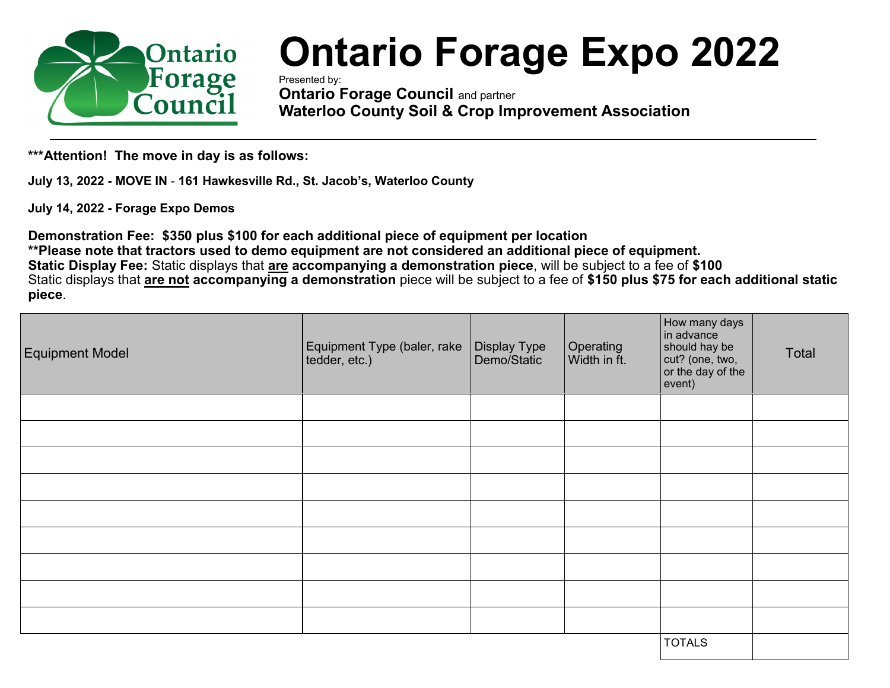Ontario Forage Council

# Ontario Forage Expo 2022

Presented by:
**Ontario Forage Council** and partner
**Waterloo County Soil & Crop Improvement Association**

**\*\*\*Attention! The move in day is as follows:**

**July 13, 2022 - MOVE IN - 161 Hawkesville Rd., St. Jacob's, Waterloo County**

**July 14, 2022 - Forage Expo Demos**

**Demonstration Fee: $350 plus $100 for each additional piece of equipment per location**
**\*\*Please note that tractors used to demo equipment are not considered an additional piece of equipment.**
**Static Display Fee:** Static displays that **are accompanying a demonstration piece**, will be subject to a fee of **$100**
Static displays that **are not accompanying a demonstration** piece will be subject to a fee of **$150 plus $75 for each additional static piece**.

| Equipment Model | Equipment Type (baler, rake tedder, etc.) | Display Type Demo/Static | Operating Width in ft. | How many days in advance should hay be cut? (one, two, or the day of the event) | Total |
|---|---|---|---|---|---|
| | | | | | |
| | | | | | |
| | | | | | |
| | | | | | |
| | | | | | |
| | | | | | |
| | | | | | |
| | | | | | |
| | | | | | |
| | | | | TOTALS | |